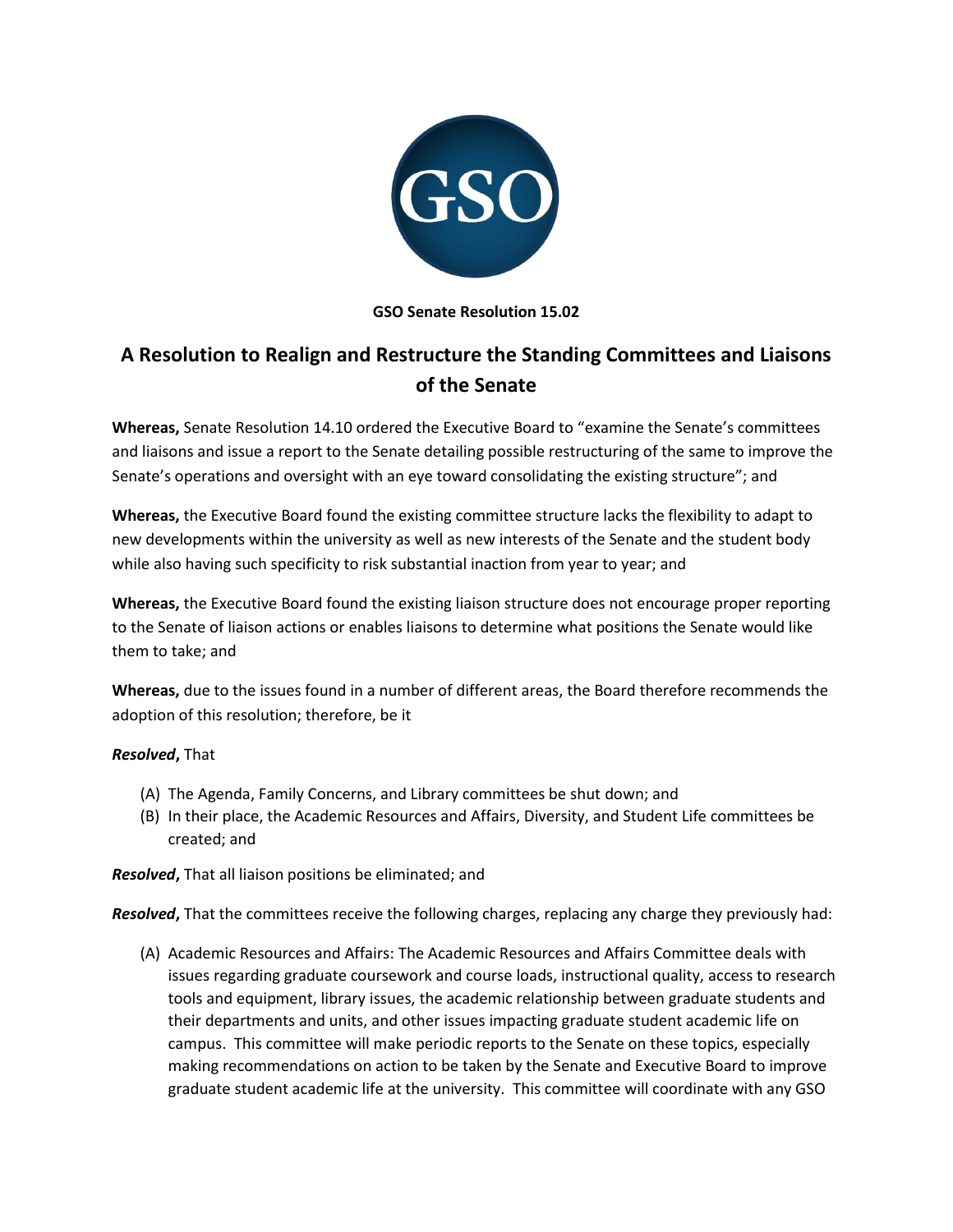**GSO Senate Resolution 15.02**

# A Resolution to Realign and Restructure the Standing Committees and Liaisons of the Senate

**Whereas,** Senate Resolution 14.10 ordered the Executive Board to "examine the Senate's committees and liaisons and issue a report to the Senate detailing possible restructuring of the same to improve the Senate's operations and oversight with an eye toward consolidating the existing structure"; and

**Whereas,** the Executive Board found the existing committee structure lacks the flexibility to adapt to new developments within the university as well as new interests of the Senate and the student body while also having such specificity to risk substantial inaction from year to year; and

**Whereas,** the Executive Board found the existing liaison structure does not encourage proper reporting to the Senate of liaison actions or enables liaisons to determine what positions the Senate would like them to take; and

**Whereas,** due to the issues found in a number of different areas, the Board therefore recommends the adoption of this resolution; therefore, be it

***Resolved*,** That

(A) The Agenda, Family Concerns, and Library committees be shut down; and
(B) In their place, the Academic Resources and Affairs, Diversity, and Student Life committees be created; and

***Resolved*,** That all liaison positions be eliminated; and

***Resolved*,** That the committees receive the following charges, replacing any charge they previously had:

(A) Academic Resources and Affairs: The Academic Resources and Affairs Committee deals with issues regarding graduate coursework and course loads, instructional quality, access to research tools and equipment, library issues, the academic relationship between graduate students and their departments and units, and other issues impacting graduate student academic life on campus. This committee will make periodic reports to the Senate on these topics, especially making recommendations on action to be taken by the Senate and Executive Board to improve graduate student academic life at the university. This committee will coordinate with any GSO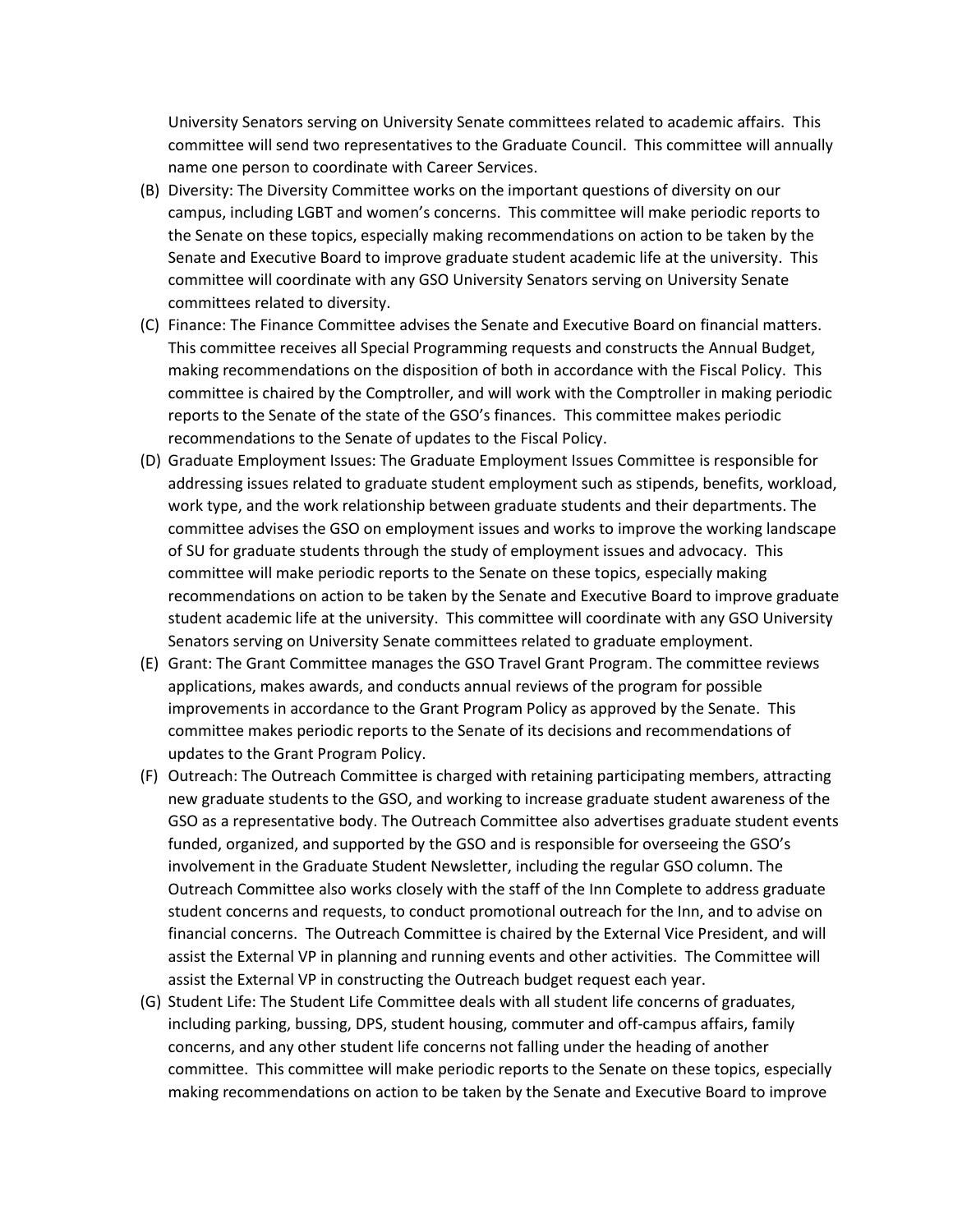University Senators serving on University Senate committees related to academic affairs. This committee will send two representatives to the Graduate Council. This committee will annually name one person to coordinate with Career Services.

(B) Diversity: The Diversity Committee works on the important questions of diversity on our campus, including LGBT and women's concerns. This committee will make periodic reports to the Senate on these topics, especially making recommendations on action to be taken by the Senate and Executive Board to improve graduate student academic life at the university. This committee will coordinate with any GSO University Senators serving on University Senate committees related to diversity.

(C) Finance: The Finance Committee advises the Senate and Executive Board on financial matters. This committee receives all Special Programming requests and constructs the Annual Budget, making recommendations on the disposition of both in accordance with the Fiscal Policy. This committee is chaired by the Comptroller, and will work with the Comptroller in making periodic reports to the Senate of the state of the GSO's finances. This committee makes periodic recommendations to the Senate of updates to the Fiscal Policy.

(D) Graduate Employment Issues: The Graduate Employment Issues Committee is responsible for addressing issues related to graduate student employment such as stipends, benefits, workload, work type, and the work relationship between graduate students and their departments. The committee advises the GSO on employment issues and works to improve the working landscape of SU for graduate students through the study of employment issues and advocacy. This committee will make periodic reports to the Senate on these topics, especially making recommendations on action to be taken by the Senate and Executive Board to improve graduate student academic life at the university. This committee will coordinate with any GSO University Senators serving on University Senate committees related to graduate employment.

(E) Grant: The Grant Committee manages the GSO Travel Grant Program. The committee reviews applications, makes awards, and conducts annual reviews of the program for possible improvements in accordance to the Grant Program Policy as approved by the Senate. This committee makes periodic reports to the Senate of its decisions and recommendations of updates to the Grant Program Policy.

(F) Outreach: The Outreach Committee is charged with retaining participating members, attracting new graduate students to the GSO, and working to increase graduate student awareness of the GSO as a representative body. The Outreach Committee also advertises graduate student events funded, organized, and supported by the GSO and is responsible for overseeing the GSO's involvement in the Graduate Student Newsletter, including the regular GSO column. The Outreach Committee also works closely with the staff of the Inn Complete to address graduate student concerns and requests, to conduct promotional outreach for the Inn, and to advise on financial concerns. The Outreach Committee is chaired by the External Vice President, and will assist the External VP in planning and running events and other activities. The Committee will assist the External VP in constructing the Outreach budget request each year.

(G) Student Life: The Student Life Committee deals with all student life concerns of graduates, including parking, bussing, DPS, student housing, commuter and off-campus affairs, family concerns, and any other student life concerns not falling under the heading of another committee. This committee will make periodic reports to the Senate on these topics, especially making recommendations on action to be taken by the Senate and Executive Board to improve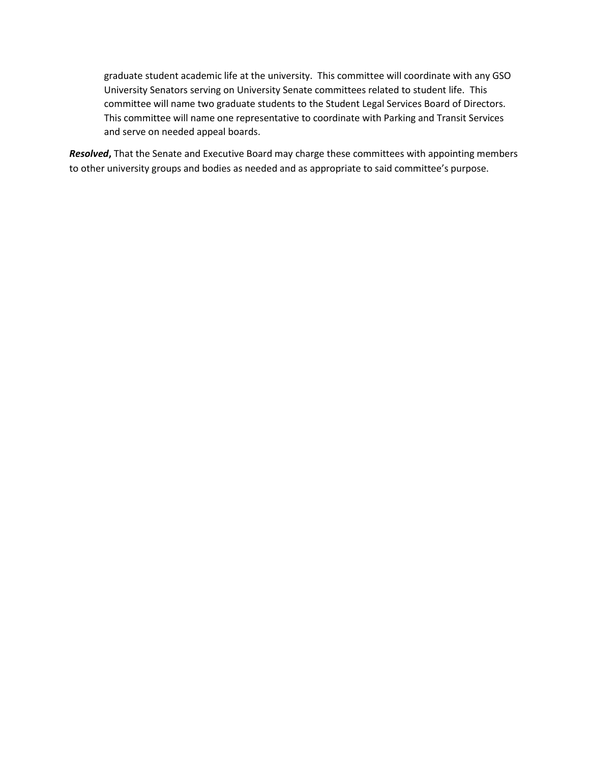graduate student academic life at the university. This committee will coordinate with any GSO University Senators serving on University Senate committees related to student life. This committee will name two graduate students to the Student Legal Services Board of Directors. This committee will name one representative to coordinate with Parking and Transit Services and serve on needed appeal boards.

***Resolved*****,** That the Senate and Executive Board may charge these committees with appointing members to other university groups and bodies as needed and as appropriate to said committee's purpose.